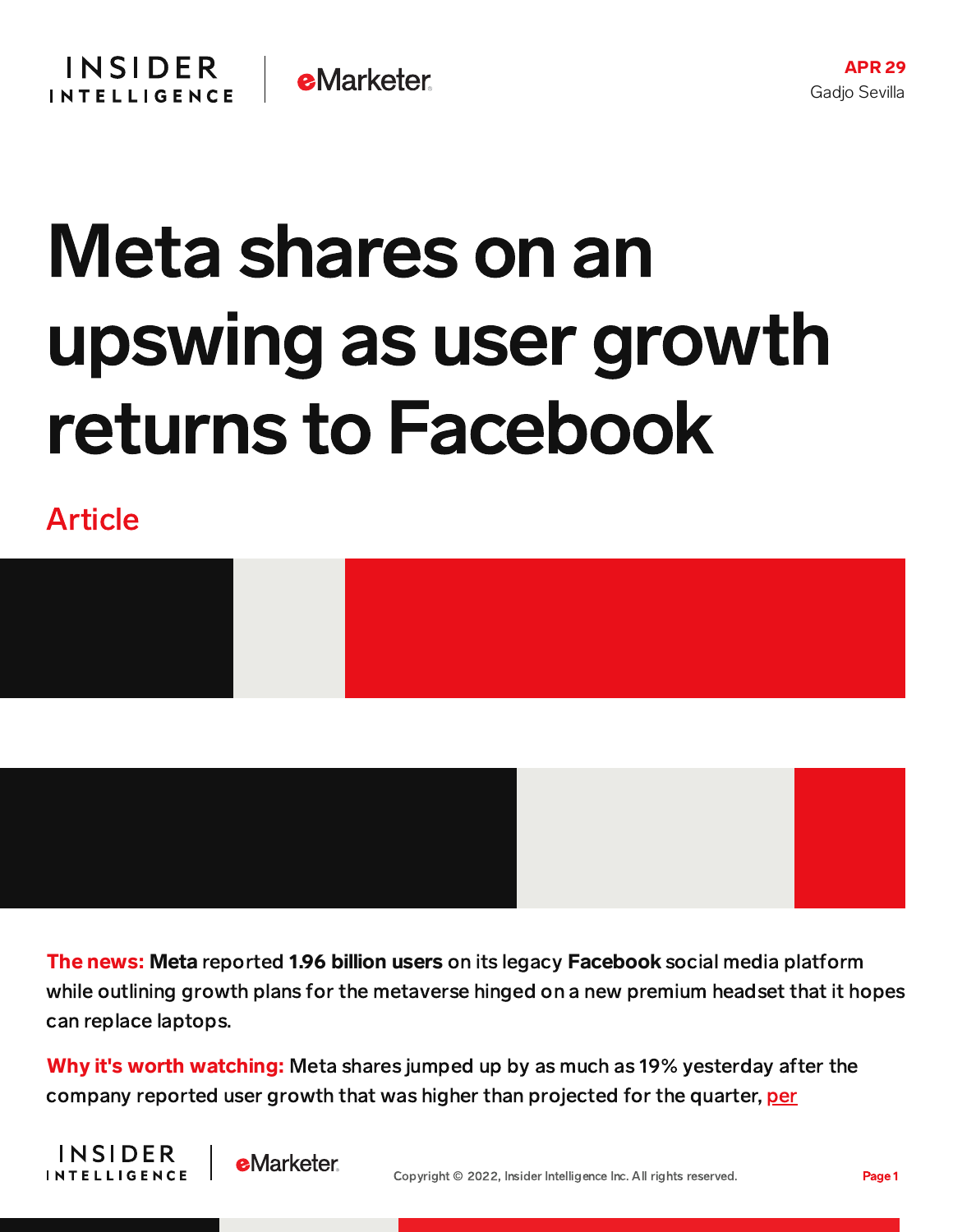APR 29

Gadjo Sevilla

# Meta shares on an upswing as user growth returns to Facebook

Article

**The news:** **Meta** reported **1.96 billion users** on its legacy **Facebook** social media platform while outlining growth plans for the metaverse hinged on a new premium headset that it hopes can replace laptops.

**Why it's worth watching:** Meta shares jumped up by as much as 19% yesterday after the company reported user growth that was higher than projected for the quarter, per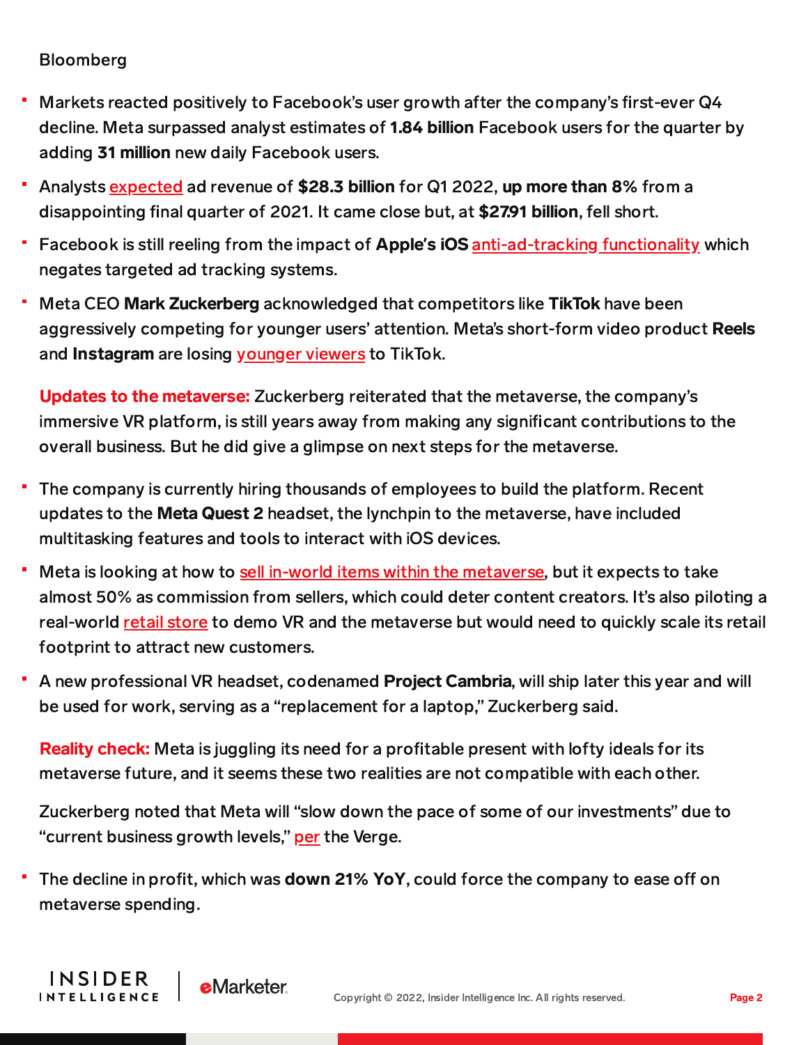Bloomberg

- Markets reacted positively to Facebook's user growth after the company's first-ever Q4 decline. Meta surpassed analyst estimates of **1.84 billion** Facebook users for the quarter by adding **31 million** new daily Facebook users.
- Analysts expected ad revenue of **$28.3 billion** for Q1 2022, **up more than 8%** from a disappointing final quarter of 2021. It came close but, at **$27.91 billion**, fell short.
- Facebook is still reeling from the impact of **Apple's iOS** anti-ad-tracking functionality which negates targeted ad tracking systems.
- Meta CEO **Mark Zuckerberg** acknowledged that competitors like **TikTok** have been aggressively competing for younger users' attention. Meta's short-form video product **Reels** and **Instagram** are losing younger viewers to TikTok.

**Updates to the metaverse:** Zuckerberg reiterated that the metaverse, the company's immersive VR platform, is still years away from making any significant contributions to the overall business. But he did give a glimpse on next steps for the metaverse.

- The company is currently hiring thousands of employees to build the platform. Recent updates to the **Meta Quest 2** headset, the lynchpin to the metaverse, have included multitasking features and tools to interact with iOS devices.
- Meta is looking at how to sell in-world items within the metaverse, but it expects to take almost 50% as commission from sellers, which could deter content creators. It's also piloting a real-world retail store to demo VR and the metaverse but would need to quickly scale its retail footprint to attract new customers.
- A new professional VR headset, codenamed **Project Cambria**, will ship later this year and will be used for work, serving as a "replacement for a laptop," Zuckerberg said.

**Reality check:** Meta is juggling its need for a profitable present with lofty ideals for its metaverse future, and it seems these two realities are not compatible with each other.

Zuckerberg noted that Meta will "slow down the pace of some of our investments" due to "current business growth levels," per the Verge.

- The decline in profit, which was **down 21% YoY**, could force the company to ease off on metaverse spending.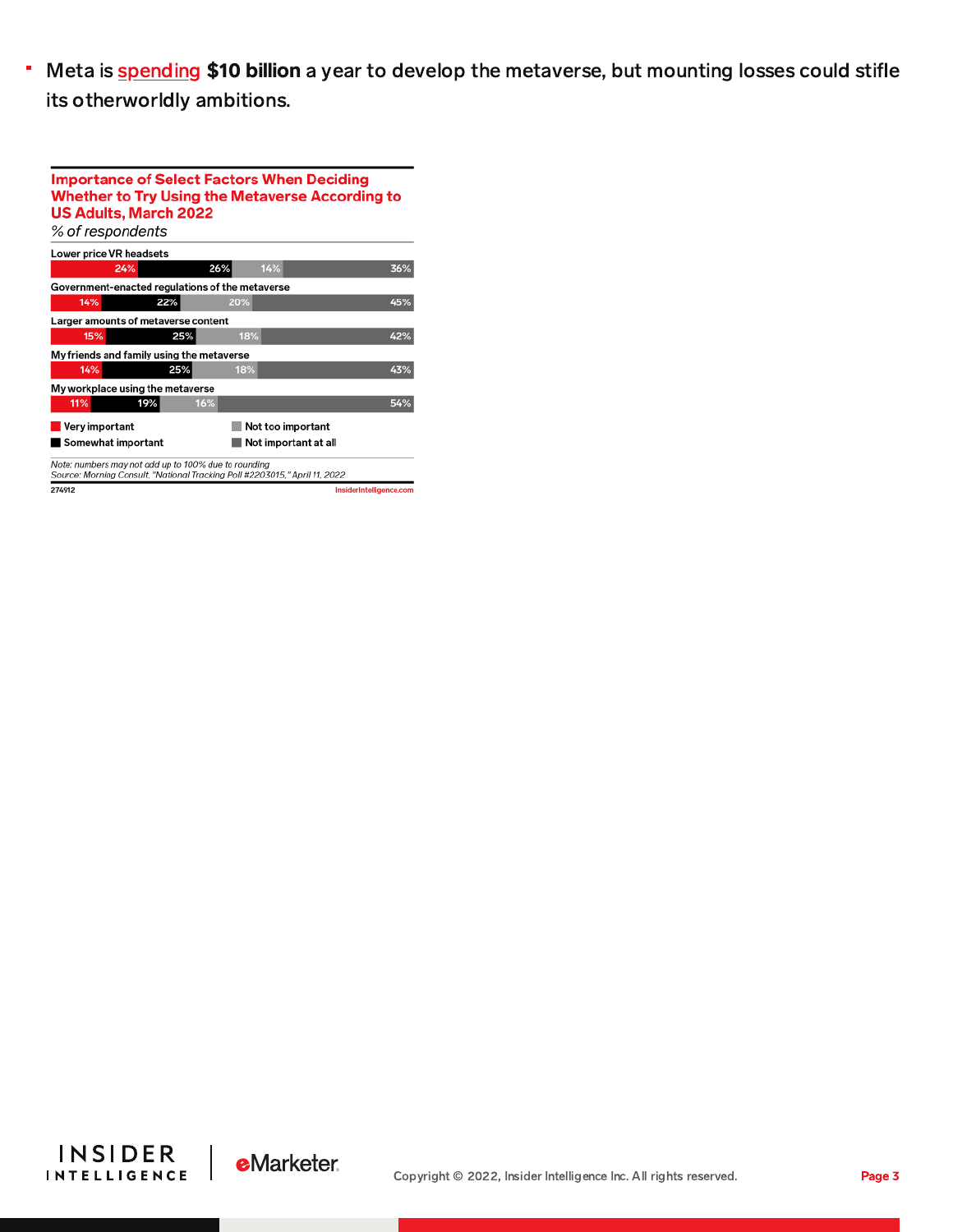- Meta is spending **$10 billion** a year to develop the metaverse, but mounting losses could stifle its otherworldly ambitions.

**Importance of Select Factors When Deciding Whether to Try Using the Metaverse According to US Adults, March 2022**

*% of respondents*

Lower price VR headsets
24% 26% 14% 36%

Government-enacted regulations of the metaverse
14% 22% 20% 45%

Larger amounts of metaverse content
15% 25% 18% 42%

My friends and family using the metaverse
14% 25% 18% 43%

My workplace using the metaverse
11% 19% 16% 54%

Very important
Somewhat important
Not too important
Not important at all

*Note: numbers may not add up to 100% due to rounding*
*Source: Morning Consult, "National Tracking Poll #2203015," April 11, 2022*

274912

InsiderIntelligence.com